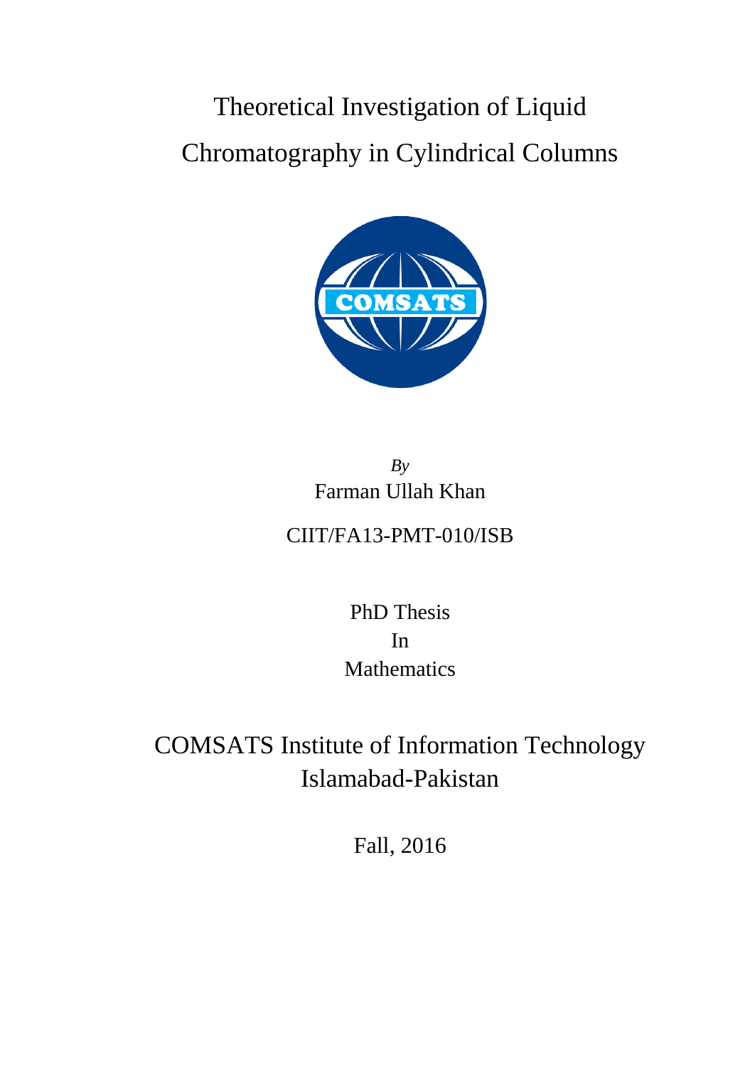# Theoretical Investigation of Liquid Chromatography in Cylindrical Columns

*By*

Farman Ullah Khan

CIIT/FA13-PMT-010/ISB

PhD Thesis

In

Mathematics

COMSATS Institute of Information Technology

Islamabad-Pakistan

Fall, 2016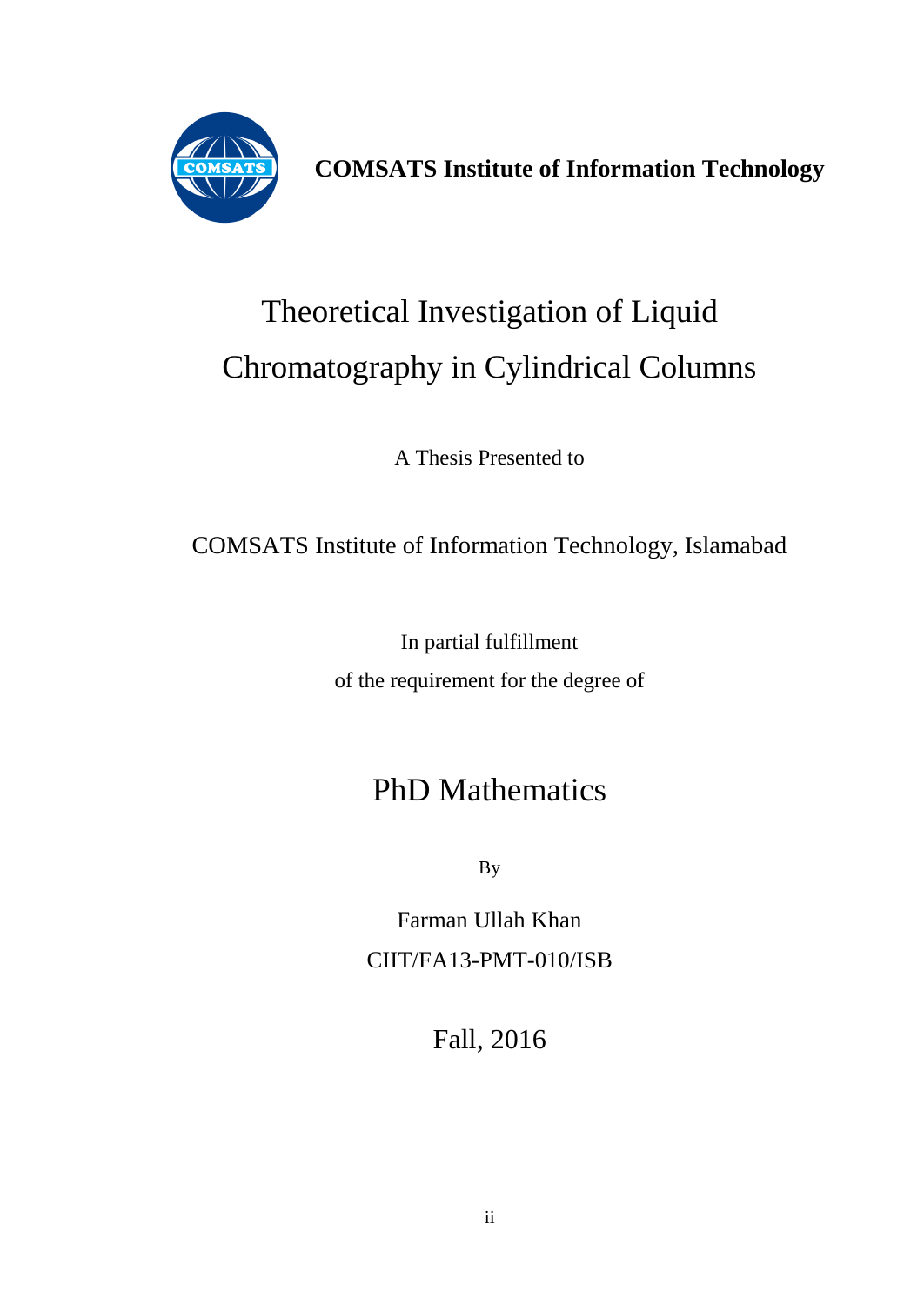**COMSATS Institute of Information Technology**

# Theoretical Investigation of Liquid Chromatography in Cylindrical Columns

A Thesis Presented to

COMSATS Institute of Information Technology, Islamabad

In partial fulfillment

of the requirement for the degree of

## PhD Mathematics

By

Farman Ullah Khan

CIIT/FA13-PMT-010/ISB

Fall, 2016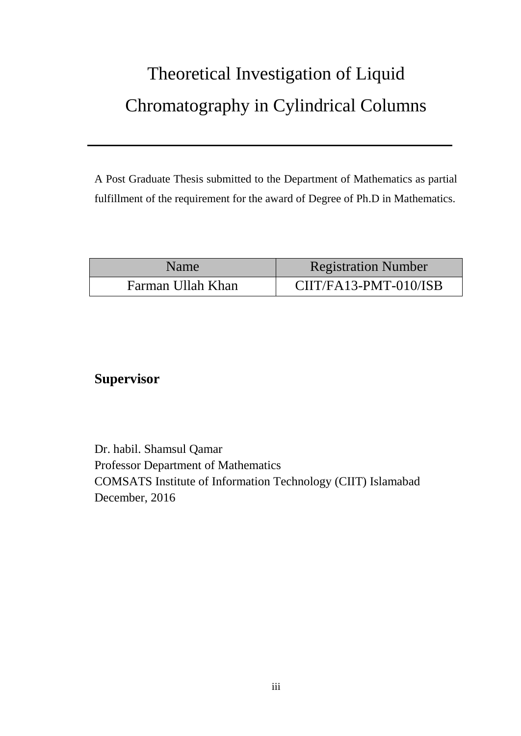# Theoretical Investigation of Liquid Chromatography in Cylindrical Columns

---

A Post Graduate Thesis submitted to the Department of Mathematics as partial fulfillment of the requirement for the award of Degree of Ph.D in Mathematics.

| Name | Registration Number |
| --- | --- |
| Farman Ullah Khan | CIIT/FA13-PMT-010/ISB |

**Supervisor**

Dr. habil. Shamsul Qamar
Professor Department of Mathematics
COMSATS Institute of Information Technology (CIIT) Islamabad
December, 2016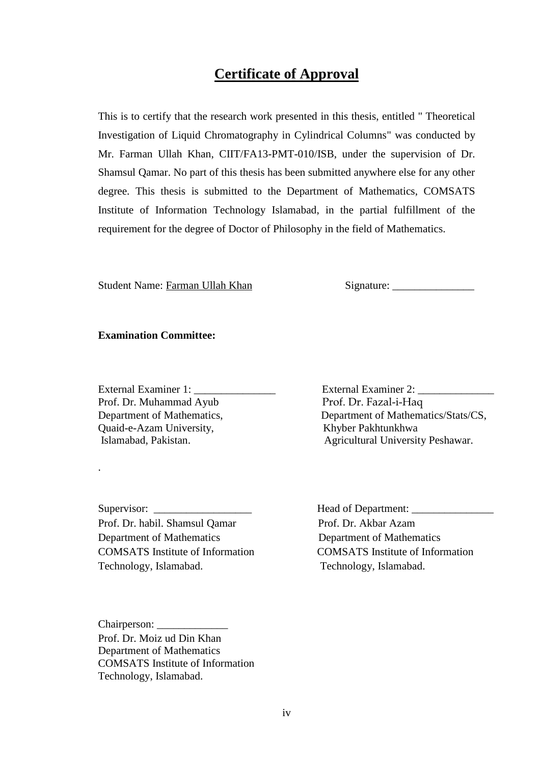# Certificate of Approval

This is to certify that the research work presented in this thesis, entitled " Theoretical Investigation of Liquid Chromatography in Cylindrical Columns" was conducted by Mr. Farman Ullah Khan, CIIT/FA13-PMT-010/ISB, under the supervision of Dr. Shamsul Qamar. No part of this thesis has been submitted anywhere else for any other degree. This thesis is submitted to the Department of Mathematics, COMSATS Institute of Information Technology Islamabad, in the partial fulfillment of the requirement for the degree of Doctor of Philosophy in the field of Mathematics.

Student Name: Farman Ullah Khan    Signature: _______________

**Examination Committee:**

External Examiner 1: _______________
Prof. Dr. Muhammad Ayub
Department of Mathematics,
Quaid-e-Azam University,
Islamabad, Pakistan.

External Examiner 2: ______________
Prof. Dr. Fazal-i-Haq
Department of Mathematics/Stats/CS,
Khyber Pakhtunkhwa
Agricultural University Peshawar.

.

Supervisor: __________________
Prof. Dr. habil. Shamsul Qamar
Department of Mathematics
COMSATS Institute of Information
Technology, Islamabad.

Head of Department: _______________
Prof. Dr. Akbar Azam
Department of Mathematics
COMSATS Institute of Information
Technology, Islamabad.

Chairperson: _____________
Prof. Dr. Moiz ud Din Khan
Department of Mathematics
COMSATS Institute of Information
Technology, Islamabad.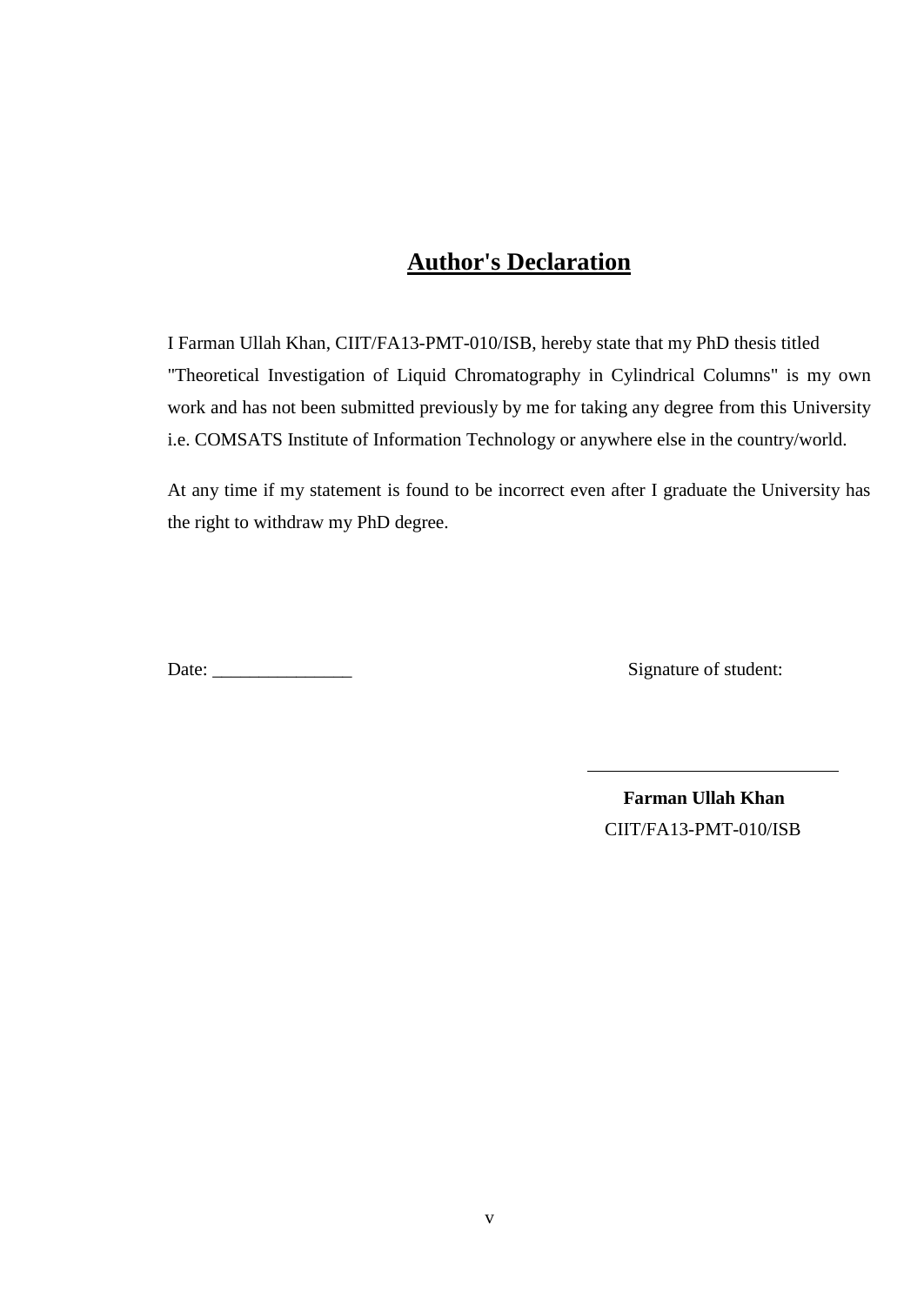## **Author's Declaration**

I Farman Ullah Khan, CIIT/FA13-PMT-010/ISB, hereby state that my PhD thesis titled "Theoretical Investigation of Liquid Chromatography in Cylindrical Columns" is my own work and has not been submitted previously by me for taking any degree from this University i.e. COMSATS Institute of Information Technology or anywhere else in the country/world.

At any time if my statement is found to be incorrect even after I graduate the University has the right to withdraw my PhD degree.

Date: _______________

Signature of student:

______________________

**Farman Ullah Khan**

CIIT/FA13-PMT-010/ISB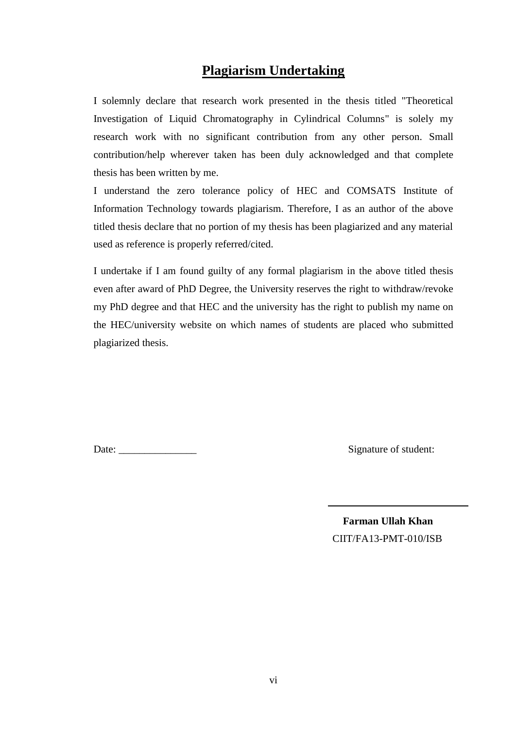## Plagiarism Undertaking

I solemnly declare that research work presented in the thesis titled "Theoretical Investigation of Liquid Chromatography in Cylindrical Columns" is solely my research work with no significant contribution from any other person. Small contribution/help wherever taken has been duly acknowledged and that complete thesis has been written by me.

I understand the zero tolerance policy of HEC and COMSATS Institute of Information Technology towards plagiarism. Therefore, I as an author of the above titled thesis declare that no portion of my thesis has been plagiarized and any material used as reference is properly referred/cited.

I undertake if I am found guilty of any formal plagiarism in the above titled thesis even after award of PhD Degree, the University reserves the right to withdraw/revoke my PhD degree and that HEC and the university has the right to publish my name on the HEC/university website on which names of students are placed who submitted plagiarized thesis.

Date: _______________ Signature of student:

**Farman Ullah Khan**

CIIT/FA13-PMT-010/ISB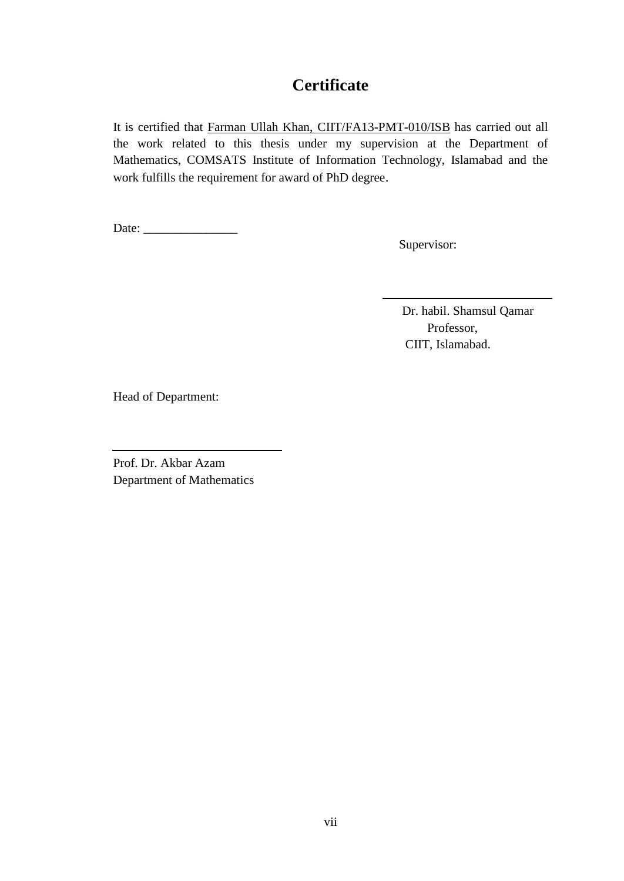# Certificate

It is certified that Farman Ullah Khan, CIIT/FA13-PMT-010/ISB has carried out all the work related to this thesis under my supervision at the Department of Mathematics, COMSATS Institute of Information Technology, Islamabad and the work fulfills the requirement for award of PhD degree.

Date: _______________

Supervisor:

_______________________

Dr. habil. Shamsul Qamar
Professor,
CIIT, Islamabad.

Head of Department:

_______________________

Prof. Dr. Akbar Azam
Department of Mathematics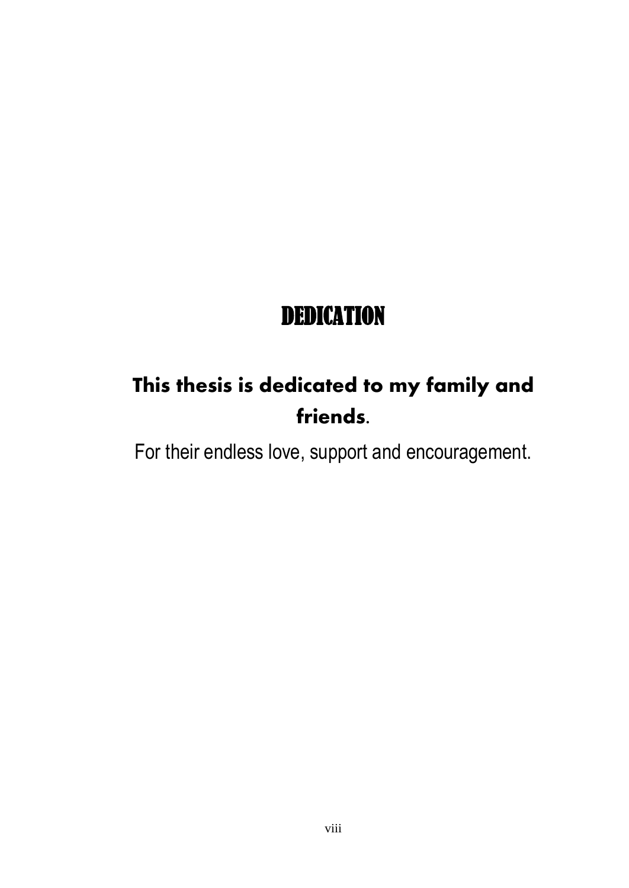# DEDICATION

**This thesis is dedicated to my family and friends**.

For their endless love, support and encouragement.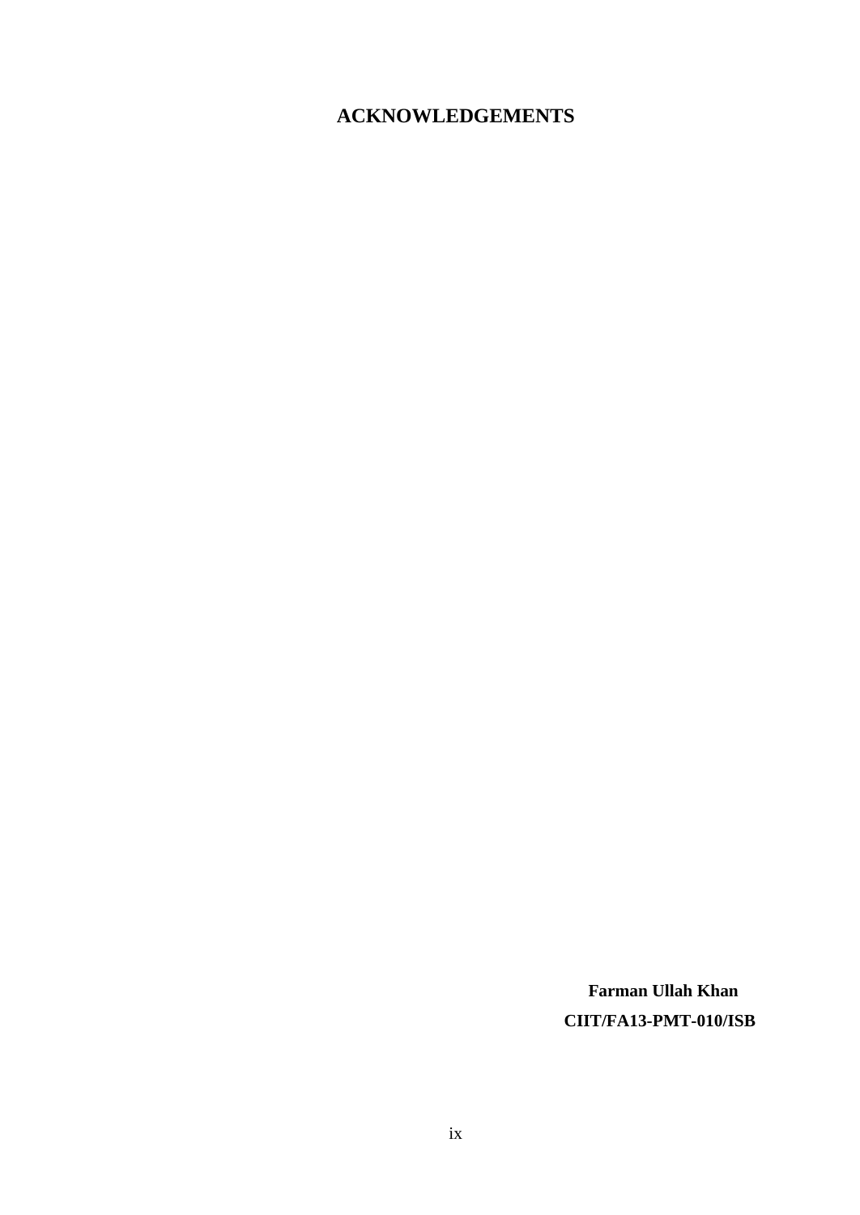# ACKNOWLEDGEMENTS

**Farman Ullah Khan**
**CIIT/FA13-PMT-010/ISB**